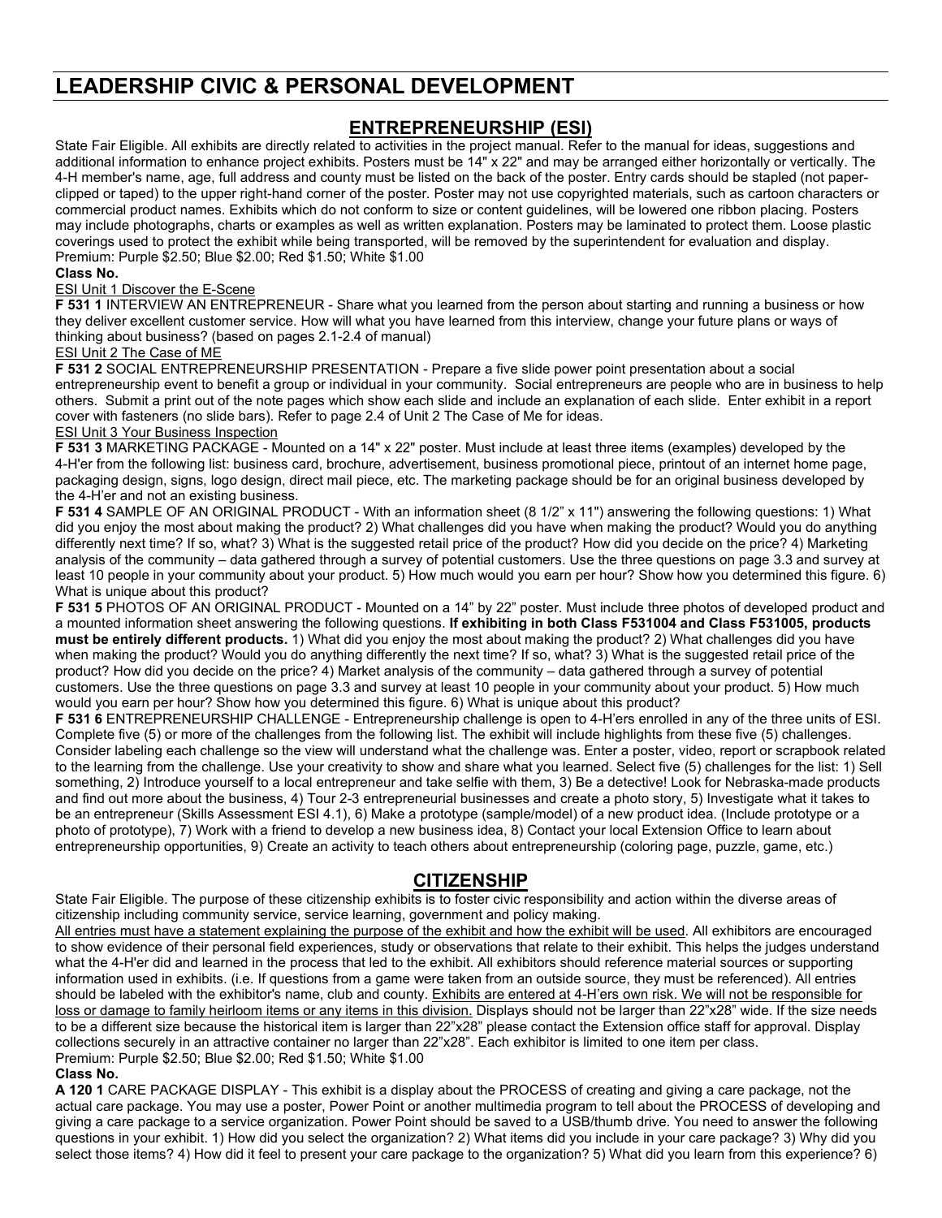# LEADERSHIP CIVIC & PERSONAL DEVELOPMENT

## ENTREPRENEURSHIP (ESI)

State Fair Eligible. All exhibits are directly related to activities in the project manual. Refer to the manual for ideas, suggestions and additional information to enhance project exhibits. Posters must be 14" x 22" and may be arranged either horizontally or vertically. The 4-H member's name, age, full address and county must be listed on the back of the poster. Entry cards should be stapled (not paper-clipped or taped) to the upper right-hand corner of the poster. Poster may not use copyrighted materials, such as cartoon characters or commercial product names. Exhibits which do not conform to size or content guidelines, will be lowered one ribbon placing. Posters may include photographs, charts or examples as well as written explanation. Posters may be laminated to protect them. Loose plastic coverings used to protect the exhibit while being transported, will be removed by the superintendent for evaluation and display.
Premium: Purple $2.50; Blue $2.00; Red $1.50; White $1.00

**Class No.**

ESI Unit 1 Discover the E-Scene

**F 531 1** INTERVIEW AN ENTREPRENEUR - Share what you learned from the person about starting and running a business or how they deliver excellent customer service. How will what you have learned from this interview, change your future plans or ways of thinking about business? (based on pages 2.1-2.4 of manual)

ESI Unit 2 The Case of ME

**F 531 2** SOCIAL ENTREPRENEURSHIP PRESENTATION - Prepare a five slide power point presentation about a social entrepreneurship event to benefit a group or individual in your community. Social entrepreneurs are people who are in business to help others. Submit a print out of the note pages which show each slide and include an explanation of each slide. Enter exhibit in a report cover with fasteners (no slide bars). Refer to page 2.4 of Unit 2 The Case of Me for ideas.

ESI Unit 3 Your Business Inspection

**F 531 3** MARKETING PACKAGE - Mounted on a 14" x 22" poster. Must include at least three items (examples) developed by the 4-H'er from the following list: business card, brochure, advertisement, business promotional piece, printout of an internet home page, packaging design, signs, logo design, direct mail piece, etc. The marketing package should be for an original business developed by the 4-H'er and not an existing business.

**F 531 4** SAMPLE OF AN ORIGINAL PRODUCT - With an information sheet (8 1/2" x 11") answering the following questions: 1) What did you enjoy the most about making the product? 2) What challenges did you have when making the product? Would you do anything differently next time? If so, what? 3) What is the suggested retail price of the product? How did you decide on the price? 4) Marketing analysis of the community – data gathered through a survey of potential customers. Use the three questions on page 3.3 and survey at least 10 people in your community about your product. 5) How much would you earn per hour? Show how you determined this figure. 6) What is unique about this product?

**F 531 5** PHOTOS OF AN ORIGINAL PRODUCT - Mounted on a 14" by 22" poster. Must include three photos of developed product and a mounted information sheet answering the following questions. **If exhibiting in both Class F531004 and Class F531005, products must be entirely different products.** 1) What did you enjoy the most about making the product? 2) What challenges did you have when making the product? Would you do anything differently the next time? If so, what? 3) What is the suggested retail price of the product? How did you decide on the price? 4) Market analysis of the community – data gathered through a survey of potential customers. Use the three questions on page 3.3 and survey at least 10 people in your community about your product. 5) How much would you earn per hour? Show how you determined this figure. 6) What is unique about this product?

**F 531 6** ENTREPRENEURSHIP CHALLENGE - Entrepreneurship challenge is open to 4-H'ers enrolled in any of the three units of ESI. Complete five (5) or more of the challenges from the following list. The exhibit will include highlights from these five (5) challenges. Consider labeling each challenge so the view will understand what the challenge was. Enter a poster, video, report or scrapbook related to the learning from the challenge. Use your creativity to show and share what you learned. Select five (5) challenges for the list: 1) Sell something, 2) Introduce yourself to a local entrepreneur and take selfie with them, 3) Be a detective! Look for Nebraska-made products and find out more about the business, 4) Tour 2-3 entrepreneurial businesses and create a photo story, 5) Investigate what it takes to be an entrepreneur (Skills Assessment ESI 4.1), 6) Make a prototype (sample/model) of a new product idea. (Include prototype or a photo of prototype), 7) Work with a friend to develop a new business idea, 8) Contact your local Extension Office to learn about entrepreneurship opportunities, 9) Create an activity to teach others about entrepreneurship (coloring page, puzzle, game, etc.)

## CITIZENSHIP

State Fair Eligible. The purpose of these citizenship exhibits is to foster civic responsibility and action within the diverse areas of citizenship including community service, service learning, government and policy making.
All entries must have a statement explaining the purpose of the exhibit and how the exhibit will be used. All exhibitors are encouraged to show evidence of their personal field experiences, study or observations that relate to their exhibit. This helps the judges understand what the 4-H'er did and learned in the process that led to the exhibit. All exhibitors should reference material sources or supporting information used in exhibits. (i.e. If questions from a game were taken from an outside source, they must be referenced). All entries should be labeled with the exhibitor's name, club and county. Exhibits are entered at 4-H'ers own risk. We will not be responsible for loss or damage to family heirloom items or any items in this division. Displays should not be larger than 22"x28" wide. If the size needs to be a different size because the historical item is larger than 22"x28" please contact the Extension office staff for approval. Display collections securely in an attractive container no larger than 22"x28". Each exhibitor is limited to one item per class.
Premium: Purple $2.50; Blue $2.00; Red $1.50; White $1.00

**Class No.**

**A 120 1** CARE PACKAGE DISPLAY - This exhibit is a display about the PROCESS of creating and giving a care package, not the actual care package. You may use a poster, Power Point or another multimedia program to tell about the PROCESS of developing and giving a care package to a service organization. Power Point should be saved to a USB/thumb drive. You need to answer the following questions in your exhibit. 1) How did you select the organization? 2) What items did you include in your care package? 3) Why did you select those items? 4) How did it feel to present your care package to the organization? 5) What did you learn from this experience? 6)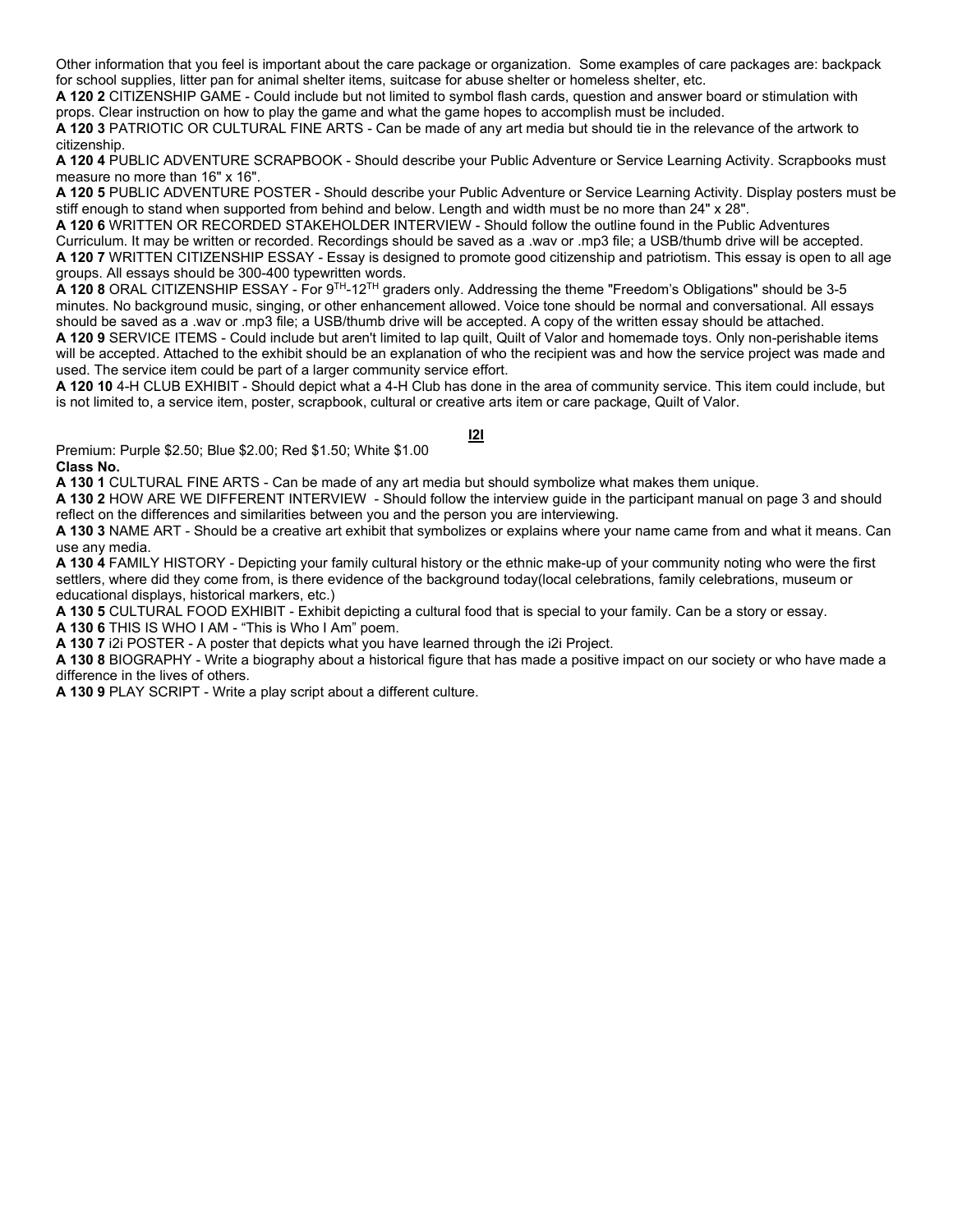Other information that you feel is important about the care package or organization. Some examples of care packages are: backpack for school supplies, litter pan for animal shelter items, suitcase for abuse shelter or homeless shelter, etc.

**A 120 2** CITIZENSHIP GAME - Could include but not limited to symbol flash cards, question and answer board or stimulation with props. Clear instruction on how to play the game and what the game hopes to accomplish must be included.

**A 120 3** PATRIOTIC OR CULTURAL FINE ARTS - Can be made of any art media but should tie in the relevance of the artwork to citizenship.

**A 120 4** PUBLIC ADVENTURE SCRAPBOOK - Should describe your Public Adventure or Service Learning Activity. Scrapbooks must measure no more than 16" x 16".

**A 120 5** PUBLIC ADVENTURE POSTER - Should describe your Public Adventure or Service Learning Activity. Display posters must be stiff enough to stand when supported from behind and below. Length and width must be no more than 24" x 28".

**A 120 6** WRITTEN OR RECORDED STAKEHOLDER INTERVIEW - Should follow the outline found in the Public Adventures Curriculum. It may be written or recorded. Recordings should be saved as a .wav or .mp3 file; a USB/thumb drive will be accepted.

**A 120 7** WRITTEN CITIZENSHIP ESSAY - Essay is designed to promote good citizenship and patriotism. This essay is open to all age groups. All essays should be 300-400 typewritten words.

**A 120 8** ORAL CITIZENSHIP ESSAY - For 9TH-12TH graders only. Addressing the theme "Freedom's Obligations" should be 3-5 minutes. No background music, singing, or other enhancement allowed. Voice tone should be normal and conversational. All essays should be saved as a .wav or .mp3 file; a USB/thumb drive will be accepted. A copy of the written essay should be attached.

**A 120 9** SERVICE ITEMS - Could include but aren't limited to lap quilt, Quilt of Valor and homemade toys. Only non-perishable items will be accepted. Attached to the exhibit should be an explanation of who the recipient was and how the service project was made and used. The service item could be part of a larger community service effort.

**A 120 10** 4-H CLUB EXHIBIT - Should depict what a 4-H Club has done in the area of community service. This item could include, but is not limited to, a service item, poster, scrapbook, cultural or creative arts item or care package, Quilt of Valor.

## I2I

Premium: Purple $2.50; Blue $2.00; Red $1.50; White $1.00

**Class No.**

**A 130 1** CULTURAL FINE ARTS - Can be made of any art media but should symbolize what makes them unique.

**A 130 2** HOW ARE WE DIFFERENT INTERVIEW - Should follow the interview guide in the participant manual on page 3 and should reflect on the differences and similarities between you and the person you are interviewing.

**A 130 3** NAME ART - Should be a creative art exhibit that symbolizes or explains where your name came from and what it means. Can use any media.

**A 130 4** FAMILY HISTORY - Depicting your family cultural history or the ethnic make-up of your community noting who were the first settlers, where did they come from, is there evidence of the background today(local celebrations, family celebrations, museum or educational displays, historical markers, etc.)

**A 130 5** CULTURAL FOOD EXHIBIT - Exhibit depicting a cultural food that is special to your family. Can be a story or essay.

**A 130 6** THIS IS WHO I AM - "This is Who I Am" poem.

**A 130 7** i2i POSTER - A poster that depicts what you have learned through the i2i Project.

**A 130 8** BIOGRAPHY - Write a biography about a historical figure that has made a positive impact on our society or who have made a difference in the lives of others.

**A 130 9** PLAY SCRIPT - Write a play script about a different culture.